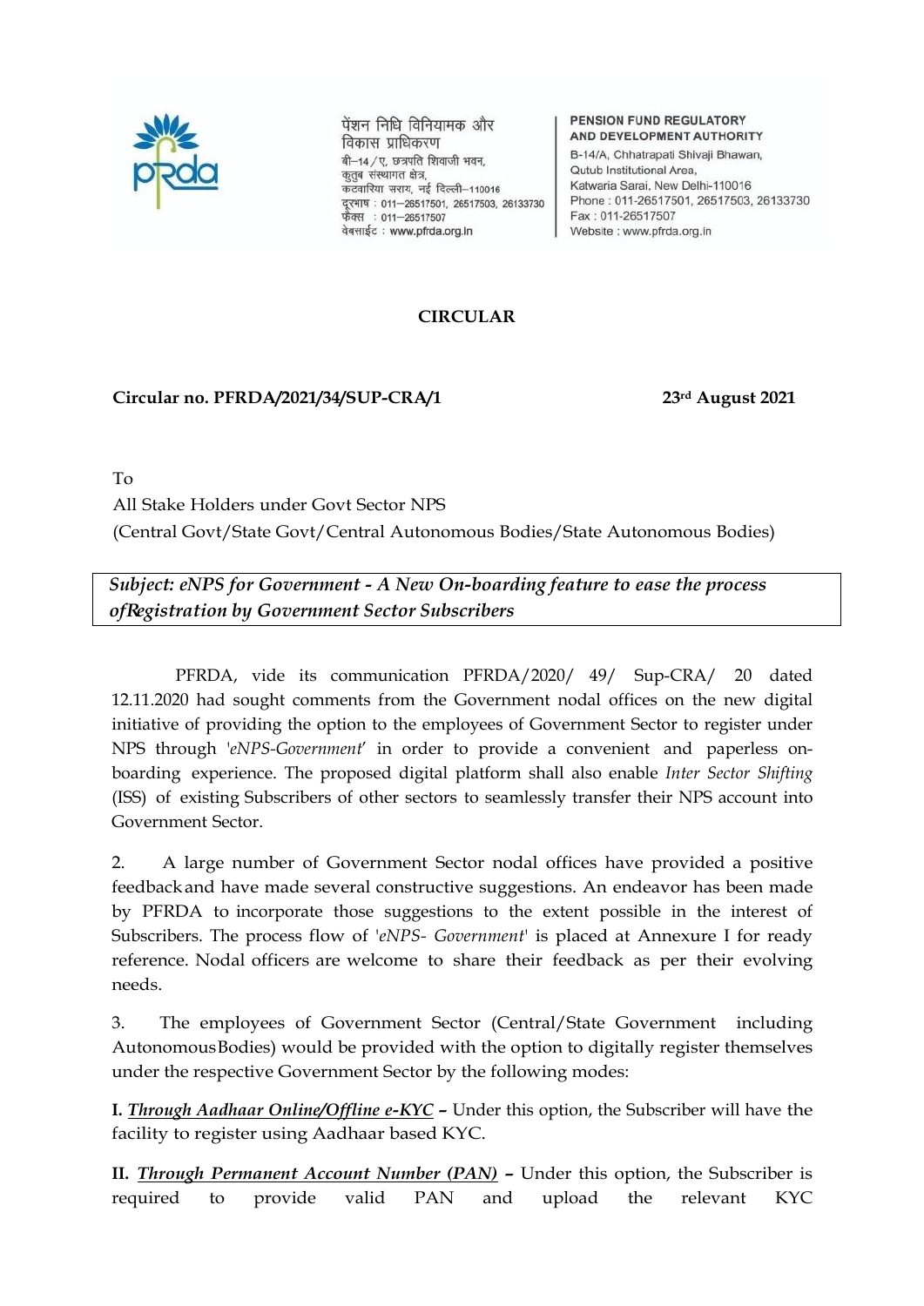पेंशन निधि विनियामक और विकास प्राधिकरण
बी–14/ए, छत्रपति शिवाजी भवन,
कुतुब संस्थागत क्षेत्र,
कटवारिया सराय, नई दिल्ली–110016
दूरभाष : 011–26517501, 26517503, 26133730
फैक्स : 011–26517507
वेबसाईट : www.pfrda.org.in

**PENSION FUND REGULATORY AND DEVELOPMENT AUTHORITY**
B-14/A, Chhatrapati Shivaji Bhawan,
Qutub Institutional Area,
Katwaria Sarai, New Delhi-110016
Phone : 011-26517501, 26517503, 26133730
Fax : 011-26517507
Website : www.pfrda.org.in

**CIRCULAR**

**Circular no. PFRDA/2021/34/SUP-CRA/1** **23rd August 2021**

To
All Stake Holders under Govt Sector NPS
(Central Govt/State Govt/Central Autonomous Bodies/State Autonomous Bodies)

***Subject: eNPS for Government - A New On-boarding feature to ease the process ofRegistration by Government Sector Subscribers***

PFRDA, vide its communication PFRDA/2020/ 49/ Sup-CRA/ 20 dated 12.11.2020 had sought comments from the Government nodal offices on the new digital initiative of providing the option to the employees of Government Sector to register under NPS through '*eNPS-Government*' in order to provide a convenient and paperless on-boarding experience. The proposed digital platform shall also enable *Inter Sector Shifting* (ISS) of existing Subscribers of other sectors to seamlessly transfer their NPS account into Government Sector.

2. A large number of Government Sector nodal offices have provided a positive feedbackand have made several constructive suggestions. An endeavor has been made by PFRDA to incorporate those suggestions to the extent possible in the interest of Subscribers. The process flow of '*eNPS- Government*' is placed at Annexure I for ready reference. Nodal officers are welcome to share their feedback as per their evolving needs.

3. The employees of Government Sector (Central/State Government including AutonomousBodies) would be provided with the option to digitally register themselves under the respective Government Sector by the following modes:

**I.** ***Through Aadhaar Online/Offline e-KYC*** **–** Under this option, the Subscriber will have the facility to register using Aadhaar based KYC.

**II.** ***Through Permanent Account Number (PAN)*** **–** Under this option, the Subscriber is required to provide valid PAN and upload the relevant KYC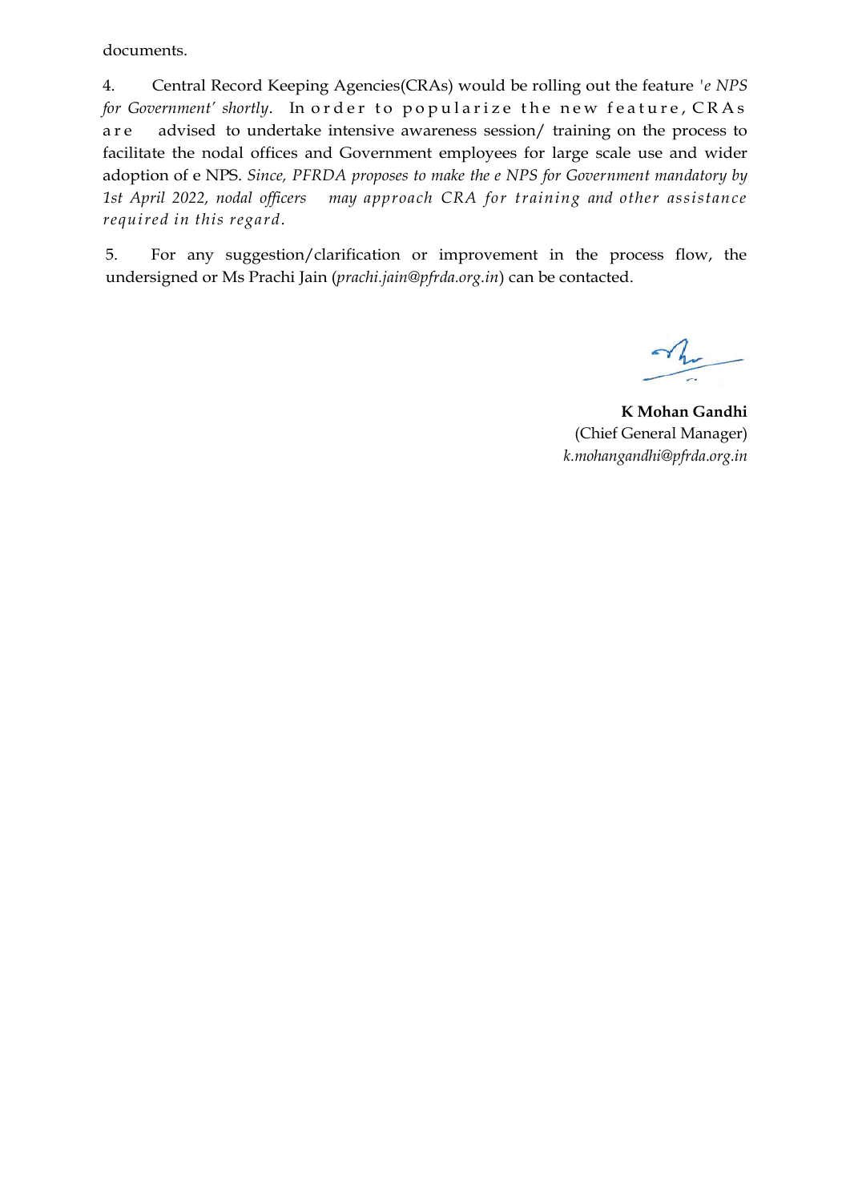documents.

4. Central Record Keeping Agencies(CRAs) would be rolling out the feature *'e NPS for Government' shortly*. In order to popularize the new feature, CRAs are advised to undertake intensive awareness session/ training on the process to facilitate the nodal offices and Government employees for large scale use and wider adoption of e NPS. *Since, PFRDA proposes to make the e NPS for Government mandatory by 1st April 2022, nodal officers may approach CRA for training and other assistance required in this regard.*

5. For any suggestion/clarification or improvement in the process flow, the undersigned or Ms Prachi Jain (*prachi.jain@pfrda.org.in*) can be contacted.

**K Mohan Gandhi**
(Chief General Manager)
*k.mohangandhi@pfrda.org.in*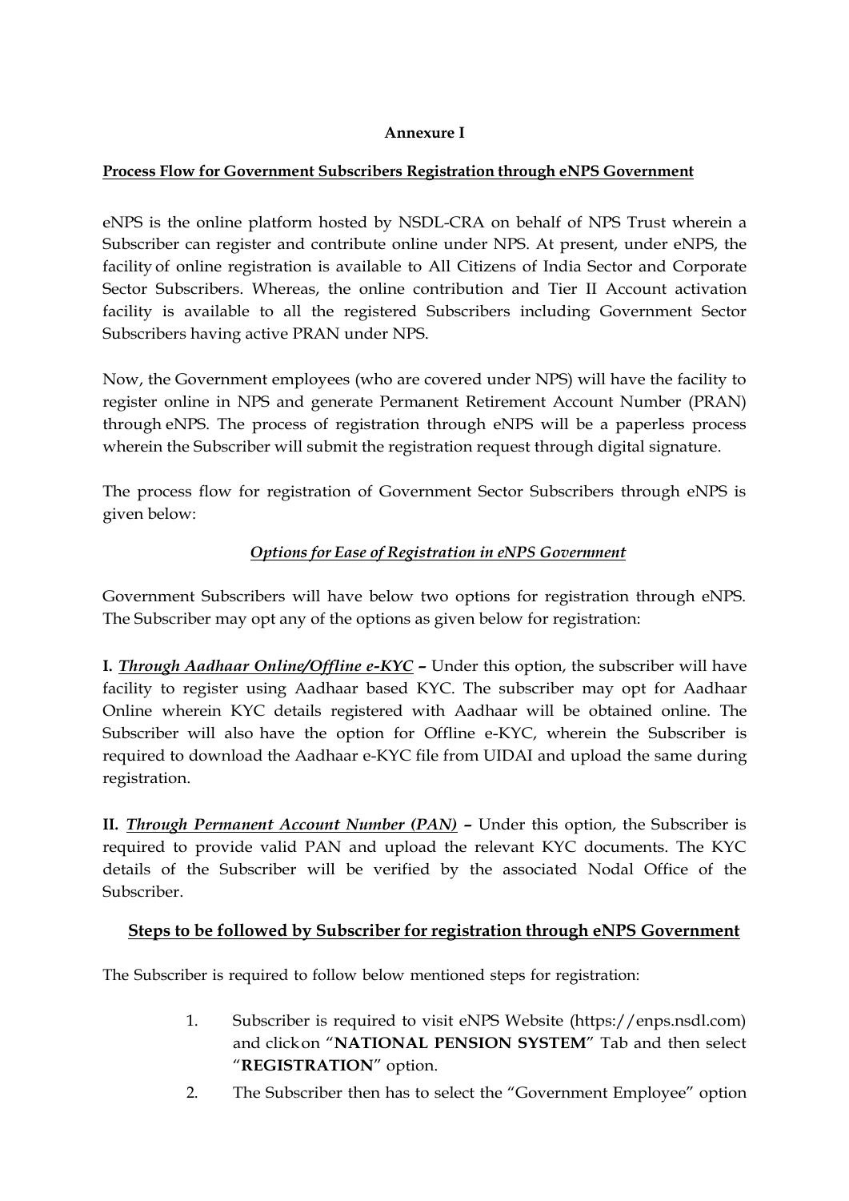**Annexure I**

**Process Flow for Government Subscribers Registration through eNPS Government**

eNPS is the online platform hosted by NSDL-CRA on behalf of NPS Trust wherein a Subscriber can register and contribute online under NPS. At present, under eNPS, the facility of online registration is available to All Citizens of India Sector and Corporate Sector Subscribers. Whereas, the online contribution and Tier II Account activation facility is available to all the registered Subscribers including Government Sector Subscribers having active PRAN under NPS.

Now, the Government employees (who are covered under NPS) will have the facility to register online in NPS and generate Permanent Retirement Account Number (PRAN) through eNPS. The process of registration through eNPS will be a paperless process wherein the Subscriber will submit the registration request through digital signature.

The process flow for registration of Government Sector Subscribers through eNPS is given below:

***Options for Ease of Registration in eNPS Government***

Government Subscribers will have below two options for registration through eNPS. The Subscriber may opt any of the options as given below for registration:

**I.** ***Through Aadhaar Online/Offline e-KYC*** **–** Under this option, the subscriber will have facility to register using Aadhaar based KYC. The subscriber may opt for Aadhaar Online wherein KYC details registered with Aadhaar will be obtained online. The Subscriber will also have the option for Offline e-KYC, wherein the Subscriber is required to download the Aadhaar e-KYC file from UIDAI and upload the same during registration.

**II.** ***Through Permanent Account Number (PAN)*** **–** Under this option, the Subscriber is required to provide valid PAN and upload the relevant KYC documents. The KYC details of the Subscriber will be verified by the associated Nodal Office of the Subscriber.

**Steps to be followed by Subscriber for registration through eNPS Government**

The Subscriber is required to follow below mentioned steps for registration:

1. Subscriber is required to visit eNPS Website (https://enps.nsdl.com) and click on "**NATIONAL PENSION SYSTEM**" Tab and then select "**REGISTRATION**" option.
2. The Subscriber then has to select the "Government Employee" option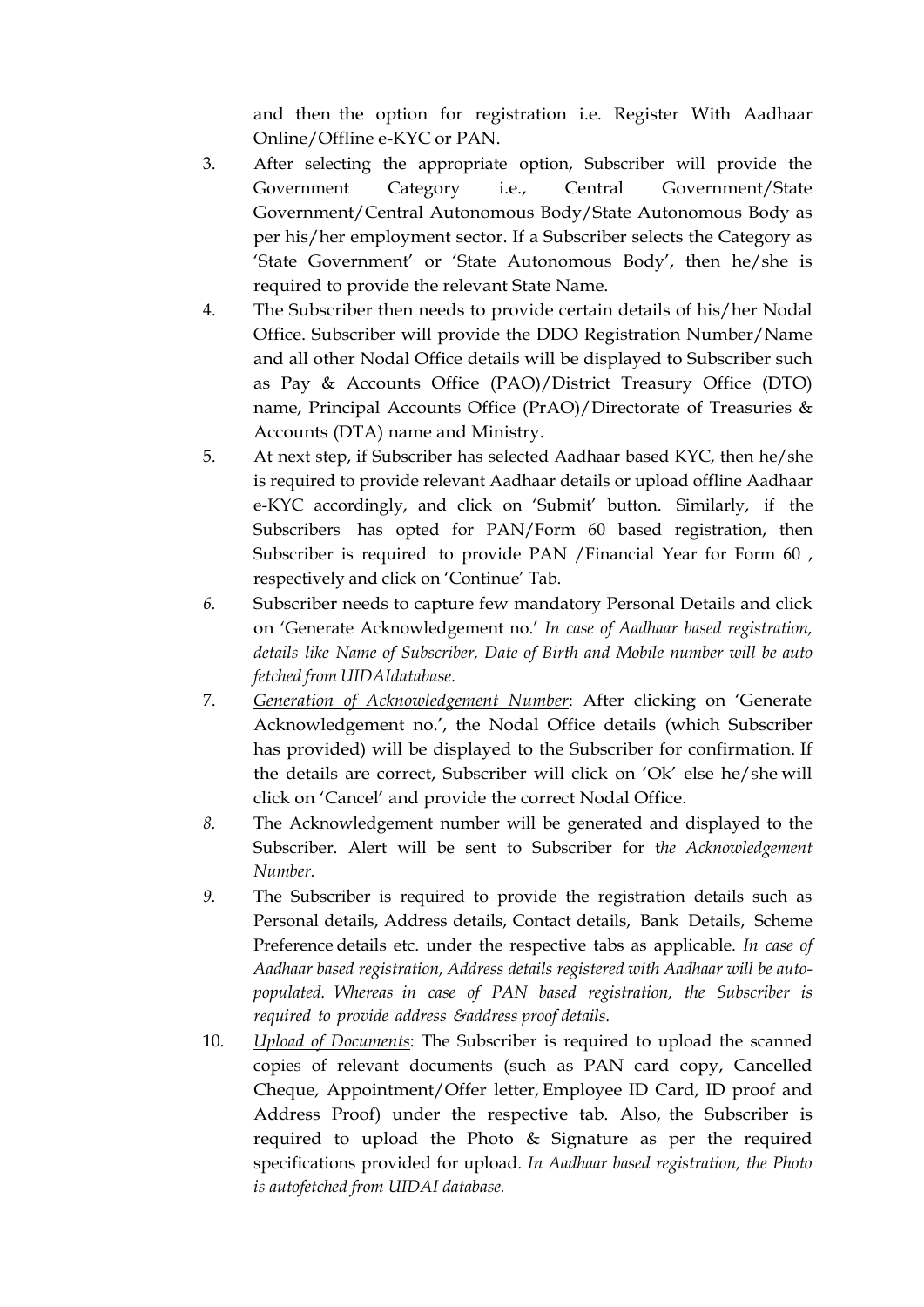and then the option for registration i.e. Register With Aadhaar Online/Offline e-KYC or PAN.

3. After selecting the appropriate option, Subscriber will provide the Government Category i.e., Central Government/State Government/Central Autonomous Body/State Autonomous Body as per his/her employment sector. If a Subscriber selects the Category as 'State Government' or 'State Autonomous Body', then he/she is required to provide the relevant State Name.
4. The Subscriber then needs to provide certain details of his/her Nodal Office. Subscriber will provide the DDO Registration Number/Name and all other Nodal Office details will be displayed to Subscriber such as Pay & Accounts Office (PAO)/District Treasury Office (DTO) name, Principal Accounts Office (PrAO)/Directorate of Treasuries & Accounts (DTA) name and Ministry.
5. At next step, if Subscriber has selected Aadhaar based KYC, then he/she is required to provide relevant Aadhaar details or upload offline Aadhaar e-KYC accordingly, and click on 'Submit' button. Similarly, if the Subscribers has opted for PAN/Form 60 based registration, then Subscriber is required to provide PAN /Financial Year for Form 60 , respectively and click on 'Continue' Tab.
6. Subscriber needs to capture few mandatory Personal Details and click on 'Generate Acknowledgement no.' *In case of Aadhaar based registration, details like Name of Subscriber, Date of Birth and Mobile number will be auto fetched from UIDAIdatabase.*
7. <u>*Generation of Acknowledgement Number*</u>: After clicking on 'Generate Acknowledgement no.', the Nodal Office details (which Subscriber has provided) will be displayed to the Subscriber for confirmation. If the details are correct, Subscriber will click on 'Ok' else he/she will click on 'Cancel' and provide the correct Nodal Office.
8. The Acknowledgement number will be generated and displayed to the Subscriber. Alert will be sent to Subscriber for t*he Acknowledgement Number.*
9. The Subscriber is required to provide the registration details such as Personal details, Address details, Contact details, Bank Details, Scheme Preference details etc. under the respective tabs as applicable. *In case of Aadhaar based registration, Address details registered with Aadhaar will be auto-populated. Whereas in case of PAN based registration, the Subscriber is required to provide address &address proof details.*
10. <u>*Upload of Documents*</u>: The Subscriber is required to upload the scanned copies of relevant documents (such as PAN card copy, Cancelled Cheque, Appointment/Offer letter, Employee ID Card, ID proof and Address Proof) under the respective tab. Also, the Subscriber is required to upload the Photo & Signature as per the required specifications provided for upload. *In Aadhaar based registration, the Photo is autofetched from UIDAI database.*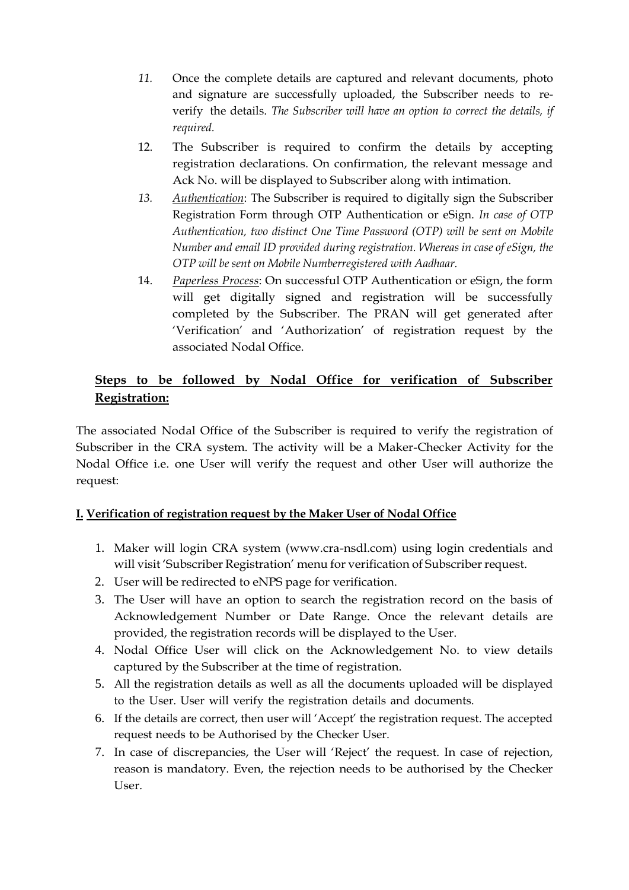11. Once the complete details are captured and relevant documents, photo and signature are successfully uploaded, the Subscriber needs to re-verify the details. *The Subscriber will have an option to correct the details, if required.*
12. The Subscriber is required to confirm the details by accepting registration declarations. On confirmation, the relevant message and Ack No. will be displayed to Subscriber along with intimation.
13. *Authentication*: The Subscriber is required to digitally sign the Subscriber Registration Form through OTP Authentication or eSign. *In case of OTP Authentication, two distinct One Time Password (OTP) will be sent on Mobile Number and email ID provided during registration. Whereas in case of eSign, the OTP will be sent on Mobile Numberregistered with Aadhaar.*
14. *Paperless Process*: On successful OTP Authentication or eSign, the form will get digitally signed and registration will be successfully completed by the Subscriber. The PRAN will get generated after 'Verification' and 'Authorization' of registration request by the associated Nodal Office.

## Steps to be followed by Nodal Office for verification of Subscriber Registration:

The associated Nodal Office of the Subscriber is required to verify the registration of Subscriber in the CRA system. The activity will be a Maker-Checker Activity for the Nodal Office i.e. one User will verify the request and other User will authorize the request:

### I. Verification of registration request by the Maker User of Nodal Office

1. Maker will login CRA system (www.cra-nsdl.com) using login credentials and will visit 'Subscriber Registration' menu for verification of Subscriber request.
2. User will be redirected to eNPS page for verification.
3. The User will have an option to search the registration record on the basis of Acknowledgement Number or Date Range. Once the relevant details are provided, the registration records will be displayed to the User.
4. Nodal Office User will click on the Acknowledgement No. to view details captured by the Subscriber at the time of registration.
5. All the registration details as well as all the documents uploaded will be displayed to the User. User will verify the registration details and documents.
6. If the details are correct, then user will 'Accept' the registration request. The accepted request needs to be Authorised by the Checker User.
7. In case of discrepancies, the User will 'Reject' the request. In case of rejection, reason is mandatory. Even, the rejection needs to be authorised by the Checker User.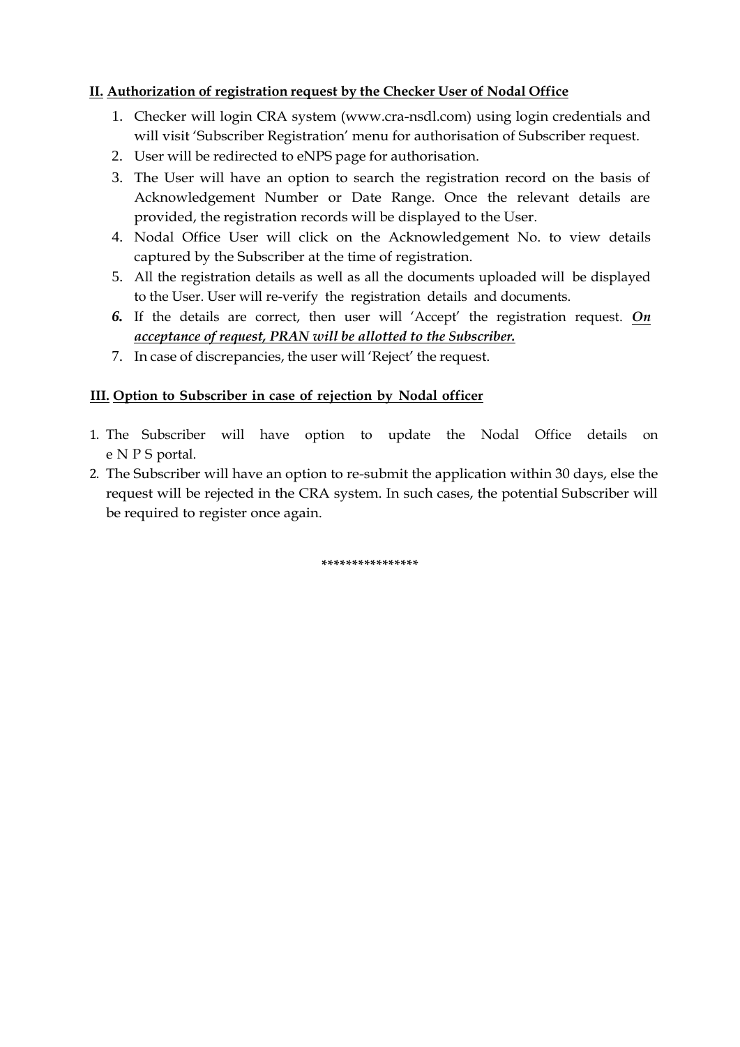## II. Authorization of registration request by the Checker User of Nodal Office

1. Checker will login CRA system (www.cra-nsdl.com) using login credentials and will visit 'Subscriber Registration' menu for authorisation of Subscriber request.
2. User will be redirected to eNPS page for authorisation.
3. The User will have an option to search the registration record on the basis of Acknowledgement Number or Date Range. Once the relevant details are provided, the registration records will be displayed to the User.
4. Nodal Office User will click on the Acknowledgement No. to view details captured by the Subscriber at the time of registration.
5. All the registration details as well as all the documents uploaded will be displayed to the User. User will re-verify the registration details and documents.
6. If the details are correct, then user will 'Accept' the registration request. ***On acceptance of request, PRAN will be allotted to the Subscriber.***
7. In case of discrepancies, the user will 'Reject' the request.

## III. Option to Subscriber in case of rejection by Nodal officer

1. The Subscriber will have option to update the Nodal Office details on e N P S portal.
2. The Subscriber will have an option to re-submit the application within 30 days, else the request will be rejected in the CRA system. In such cases, the potential Subscriber will be required to register once again.

***************